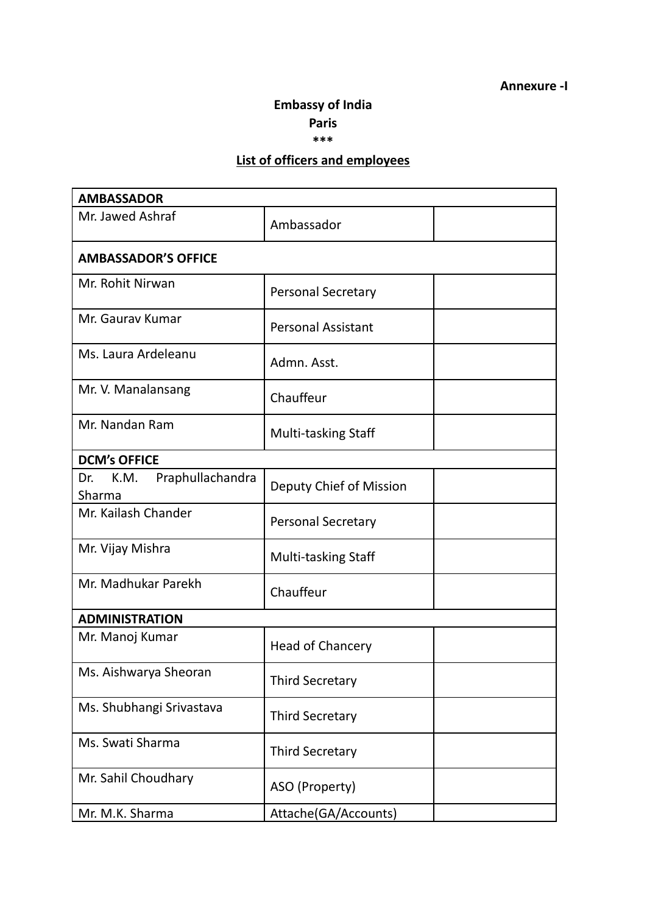**Annexure -I**

**Embassy of India**

**Paris**

\*\*\*

**List of officers and employees**

| **AMBASSADOR** | | |
|---|---|---|
| Mr. Jawed Ashraf | Ambassador | |
| **AMBASSADOR'S OFFICE** | | |
| Mr. Rohit Nirwan | Personal Secretary | |
| Mr. Gaurav Kumar | Personal Assistant | |
| Ms. Laura Ardeleanu | Admn. Asst. | |
| Mr. V. Manalansang | Chauffeur | |
| Mr. Nandan Ram | Multi-tasking Staff | |
| **DCM's OFFICE** | | |
| Dr. K.M. Praphullachandra Sharma | Deputy Chief of Mission | |
| Mr. Kailash Chander | Personal Secretary | |
| Mr. Vijay Mishra | Multi-tasking Staff | |
| Mr. Madhukar Parekh | Chauffeur | |
| **ADMINISTRATION** | | |
| Mr. Manoj Kumar | Head of Chancery | |
| Ms. Aishwarya Sheoran | Third Secretary | |
| Ms. Shubhangi Srivastava | Third Secretary | |
| Ms. Swati Sharma | Third Secretary | |
| Mr. Sahil Choudhary | ASO (Property) | |
| Mr. M.K. Sharma | Attache(GA/Accounts) | |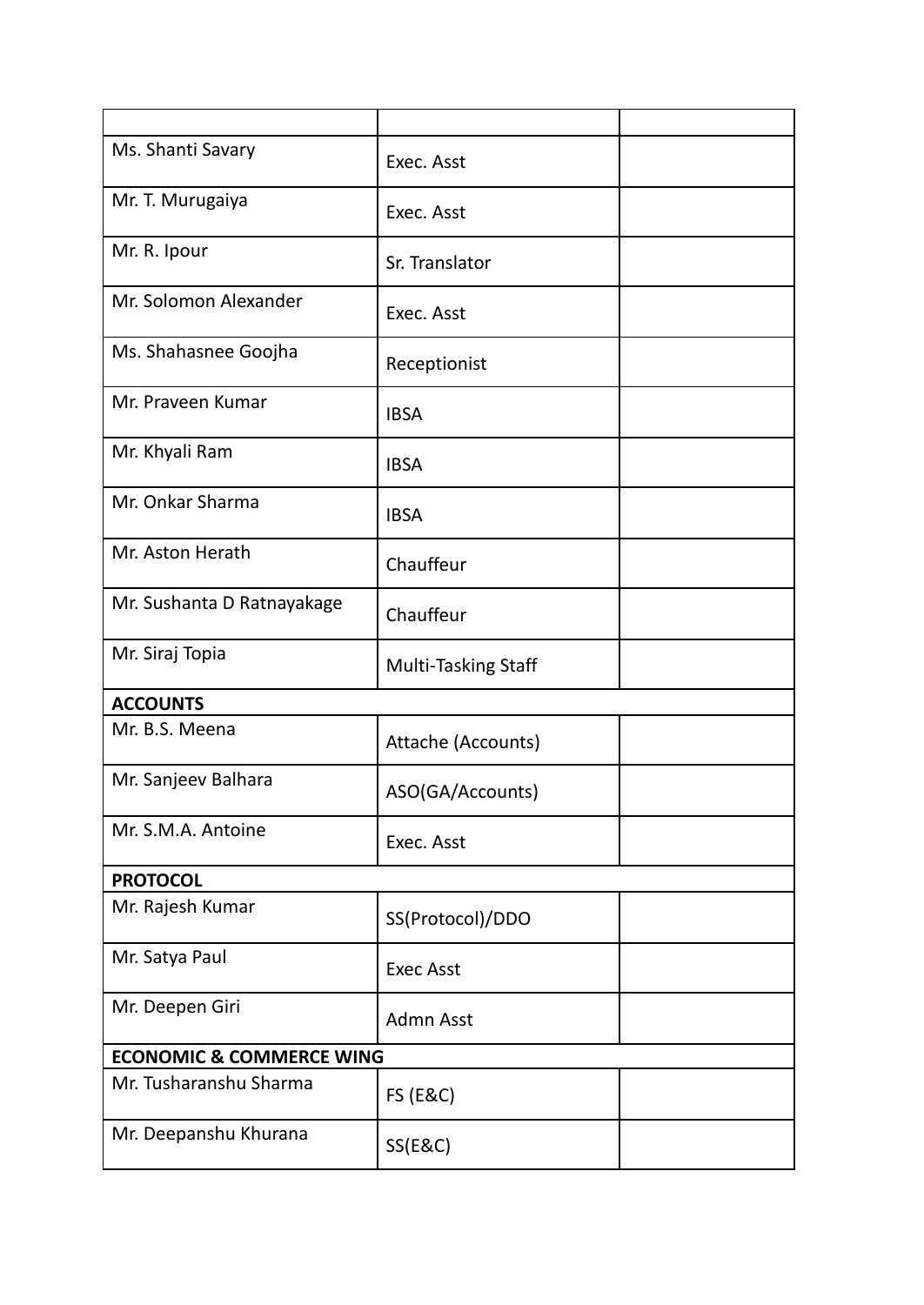| | | |
|---|---|---|
| Ms. Shanti Savary | Exec. Asst | |
| Mr. T. Murugaiya | Exec. Asst | |
| Mr. R. Ipour | Sr. Translator | |
| Mr. Solomon Alexander | Exec. Asst | |
| Ms. Shahasnee Goojha | Receptionist | |
| Mr. Praveen Kumar | IBSA | |
| Mr. Khyali Ram | IBSA | |
| Mr. Onkar Sharma | IBSA | |
| Mr. Aston Herath | Chauffeur | |
| Mr. Sushanta D Ratnayakage | Chauffeur | |
| Mr. Siraj Topia | Multi-Tasking Staff | |
| **ACCOUNTS** | | |
| Mr. B.S. Meena | Attache (Accounts) | |
| Mr. Sanjeev Balhara | ASO(GA/Accounts) | |
| Mr. S.M.A. Antoine | Exec. Asst | |
| **PROTOCOL** | | |
| Mr. Rajesh Kumar | SS(Protocol)/DDO | |
| Mr. Satya Paul | Exec Asst | |
| Mr. Deepen Giri | Admn Asst | |
| **ECONOMIC & COMMERCE WING** | | |
| Mr. Tusharanshu Sharma | FS (E&C) | |
| Mr. Deepanshu Khurana | SS(E&C) | |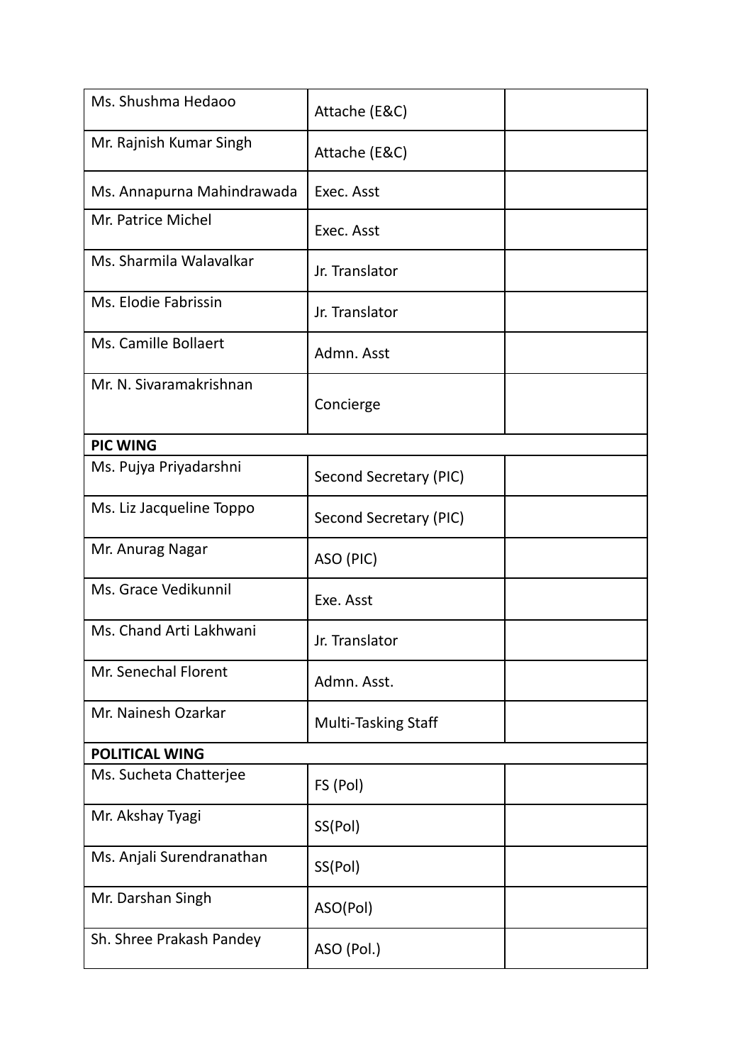| Ms. Shushma Hedaoo | Attache (E&C) | |
|---|---|---|
| Mr. Rajnish Kumar Singh | Attache (E&C) | |
| Ms. Annapurna Mahindrawada | Exec. Asst | |
| Mr. Patrice Michel | Exec. Asst | |
| Ms. Sharmila Walavalkar | Jr. Translator | |
| Ms. Elodie Fabrissin | Jr. Translator | |
| Ms. Camille Bollaert | Admn. Asst | |
| Mr. N. Sivaramakrishnan | Concierge | |
| **PIC WING** | | |
| Ms. Pujya Priyadarshni | Second Secretary (PIC) | |
| Ms. Liz Jacqueline Toppo | Second Secretary (PIC) | |
| Mr. Anurag Nagar | ASO (PIC) | |
| Ms. Grace Vedikunnil | Exe. Asst | |
| Ms. Chand Arti Lakhwani | Jr. Translator | |
| Mr. Senechal Florent | Admn. Asst. | |
| Mr. Nainesh Ozarkar | Multi-Tasking Staff | |
| **POLITICAL WING** | | |
| Ms. Sucheta Chatterjee | FS (Pol) | |
| Mr. Akshay Tyagi | SS(Pol) | |
| Ms. Anjali Surendranathan | SS(Pol) | |
| Mr. Darshan Singh | ASO(Pol) | |
| Sh. Shree Prakash Pandey | ASO (Pol.) | |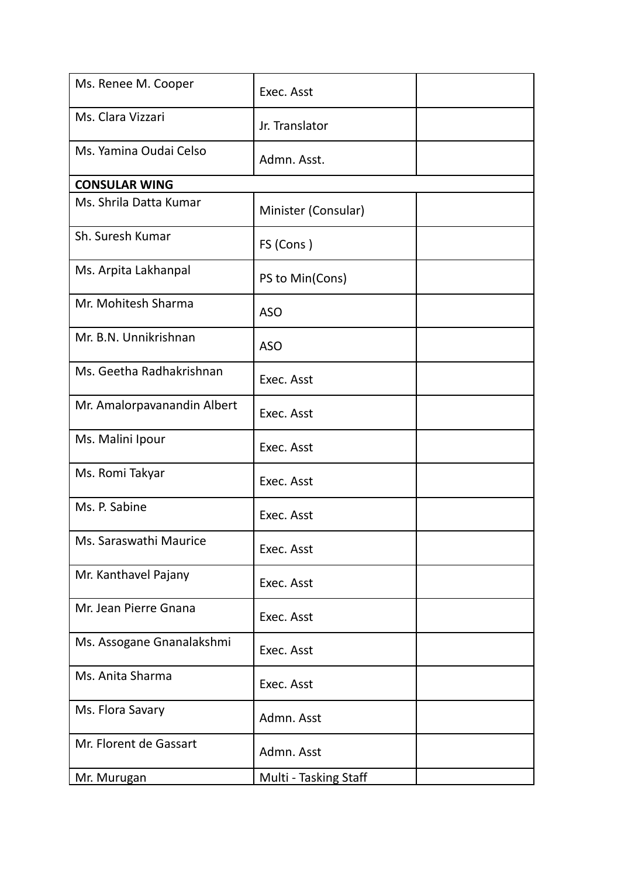| | | |
|---|---|---|
| Ms. Renee M. Cooper | Exec. Asst | |
| Ms. Clara Vizzari | Jr. Translator | |
| Ms. Yamina Oudai Celso | Admn. Asst. | |
| **CONSULAR WING** | | |
| Ms. Shrila Datta Kumar | Minister (Consular) | |
| Sh. Suresh Kumar | FS (Cons ) | |
| Ms. Arpita Lakhanpal | PS to Min(Cons) | |
| Mr. Mohitesh Sharma | ASO | |
| Mr. B.N. Unnikrishnan | ASO | |
| Ms. Geetha Radhakrishnan | Exec. Asst | |
| Mr. Amalorpavanandin Albert | Exec. Asst | |
| Ms. Malini Ipour | Exec. Asst | |
| Ms. Romi Takyar | Exec. Asst | |
| Ms. P. Sabine | Exec. Asst | |
| Ms. Saraswathi Maurice | Exec. Asst | |
| Mr. Kanthavel Pajany | Exec. Asst | |
| Mr. Jean Pierre Gnana | Exec. Asst | |
| Ms. Assogane Gnanalakshmi | Exec. Asst | |
| Ms. Anita Sharma | Exec. Asst | |
| Ms. Flora Savary | Admn. Asst | |
| Mr. Florent de Gassart | Admn. Asst | |
| Mr. Murugan | Multi - Tasking Staff | |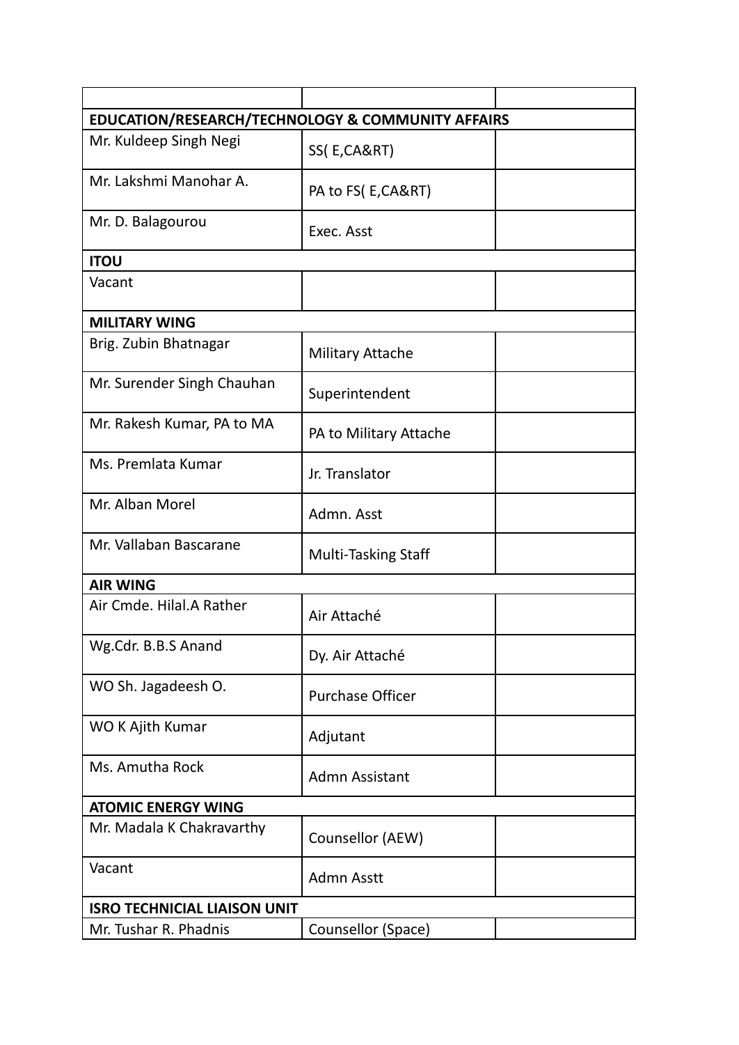| | | |
|---|---|---|
| **EDUCATION/RESEARCH/TECHNOLOGY & COMMUNITY AFFAIRS** | | |
| Mr. Kuldeep Singh Negi | SS( E,CA&RT) | |
| Mr. Lakshmi Manohar A. | PA to FS( E,CA&RT) | |
| Mr. D. Balagourou | Exec. Asst | |
| **ITOU** | | |
| Vacant | | |
| **MILITARY WING** | | |
| Brig. Zubin Bhatnagar | Military Attache | |
| Mr. Surender Singh Chauhan | Superintendent | |
| Mr. Rakesh Kumar, PA to MA | PA to Military Attache | |
| Ms. Premlata Kumar | Jr. Translator | |
| Mr. Alban Morel | Admn. Asst | |
| Mr. Vallaban Bascarane | Multi-Tasking Staff | |
| **AIR WING** | | |
| Air Cmde. Hilal.A Rather | Air Attaché | |
| Wg.Cdr. B.B.S Anand | Dy. Air Attaché | |
| WO Sh. Jagadeesh O. | Purchase Officer | |
| WO K Ajith Kumar | Adjutant | |
| Ms. Amutha Rock | Admn Assistant | |
| **ATOMIC ENERGY WING** | | |
| Mr. Madala K Chakravarthy | Counsellor (AEW) | |
| Vacant | Admn Asstt | |
| **ISRO TECHNICIAL LIAISON UNIT** | | |
| Mr. Tushar R. Phadnis | Counsellor (Space) | |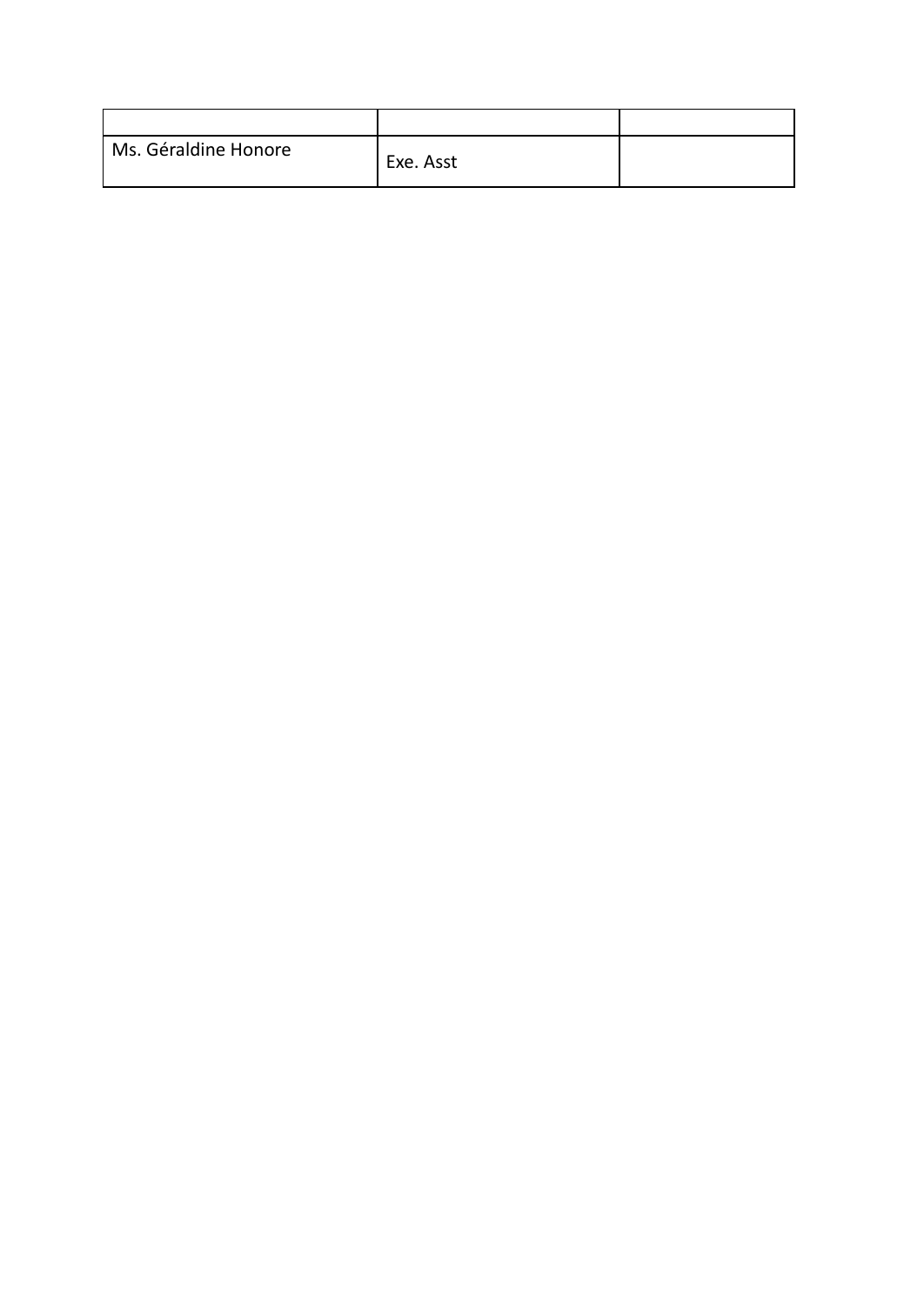| | | |
|---|---|---|
| Ms. Géraldine Honore | Exe. Asst | |